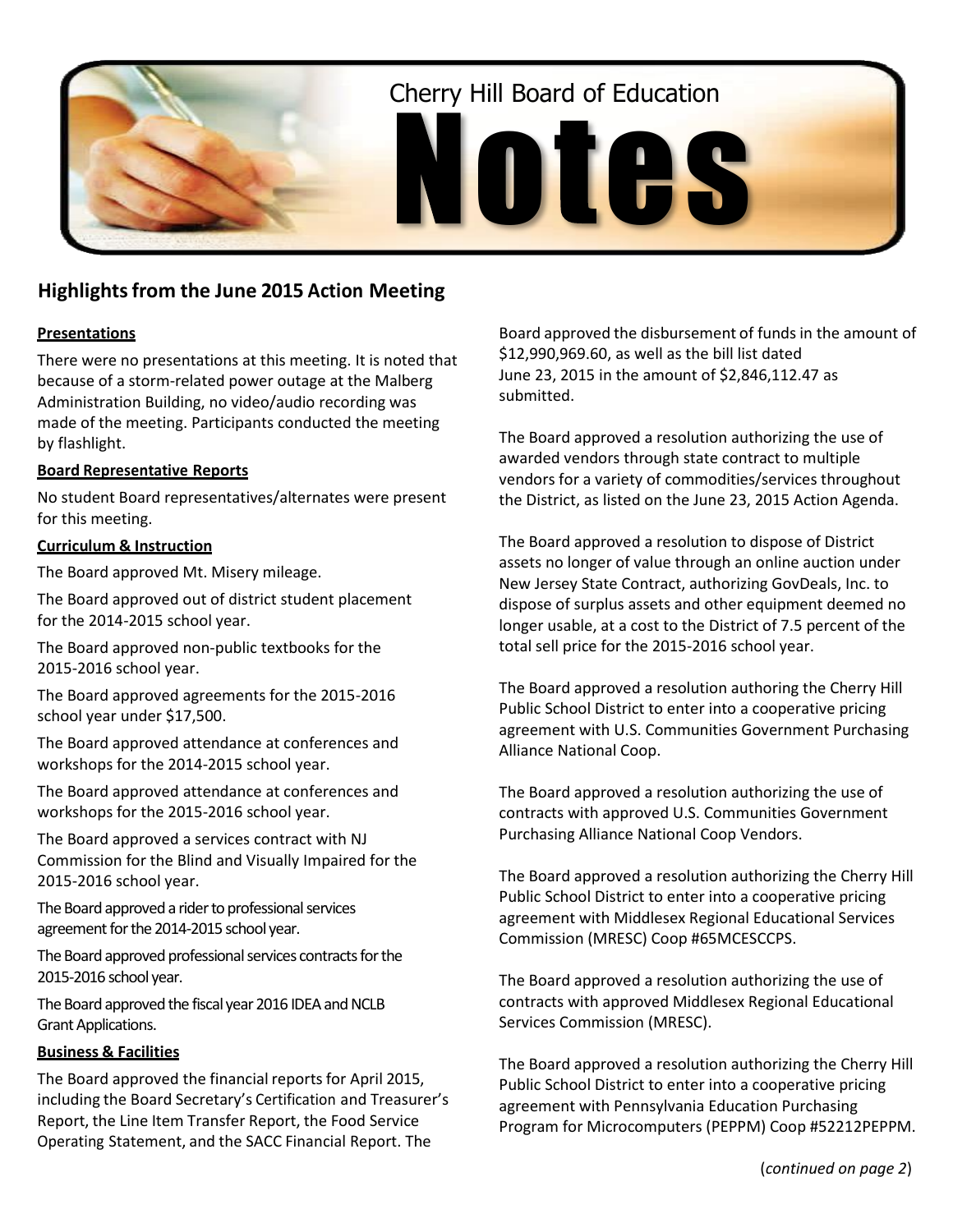# Cherry Hill Board of Education Notes

## Highlights from the June 2015 Action Meeting

**Presentations**

There were no presentations at this meeting. It is noted that because of a storm-related power outage at the Malberg Administration Building, no video/audio recording was made of the meeting. Participants conducted the meeting by flashlight.

**Board Representative Reports**

No student Board representatives/alternates were present for this meeting.

**Curriculum & Instruction**

The Board approved Mt. Misery mileage.

The Board approved out of district student placement for the 2014-2015 school year.

The Board approved non-public textbooks for the 2015-2016 school year.

The Board approved agreements for the 2015-2016 school year under $17,500.

The Board approved attendance at conferences and workshops for the 2014-2015 school year.

The Board approved attendance at conferences and workshops for the 2015-2016 school year.

The Board approved a services contract with NJ Commission for the Blind and Visually Impaired for the 2015-2016 school year.

The Board approved a rider to professional services agreement for the 2014-2015 school year.

The Board approved professional services contracts for the 2015-2016 school year.

The Board approved the fiscal year 2016 IDEA and NCLB Grant Applications.

**Business & Facilities**

The Board approved the financial reports for April 2015, including the Board Secretary's Certification and Treasurer's Report, the Line Item Transfer Report, the Food Service Operating Statement, and the SACC Financial Report. The Board approved the disbursement of funds in the amount of $12,990,969.60, as well as the bill list dated June 23, 2015 in the amount of $2,846,112.47 as submitted.

The Board approved a resolution authorizing the use of awarded vendors through state contract to multiple vendors for a variety of commodities/services throughout the District, as listed on the June 23, 2015 Action Agenda.

The Board approved a resolution to dispose of District assets no longer of value through an online auction under New Jersey State Contract, authorizing GovDeals, Inc. to dispose of surplus assets and other equipment deemed no longer usable, at a cost to the District of 7.5 percent of the total sell price for the 2015-2016 school year.

The Board approved a resolution authoring the Cherry Hill Public School District to enter into a cooperative pricing agreement with U.S. Communities Government Purchasing Alliance National Coop.

The Board approved a resolution authorizing the use of contracts with approved U.S. Communities Government Purchasing Alliance National Coop Vendors.

The Board approved a resolution authorizing the Cherry Hill Public School District to enter into a cooperative pricing agreement with Middlesex Regional Educational Services Commission (MRESC) Coop #65MCESCCPS.

The Board approved a resolution authorizing the use of contracts with approved Middlesex Regional Educational Services Commission (MRESC).

The Board approved a resolution authorizing the Cherry Hill Public School District to enter into a cooperative pricing agreement with Pennsylvania Education Purchasing Program for Microcomputers (PEPPM) Coop #52212PEPPM.

(*continued on page 2*)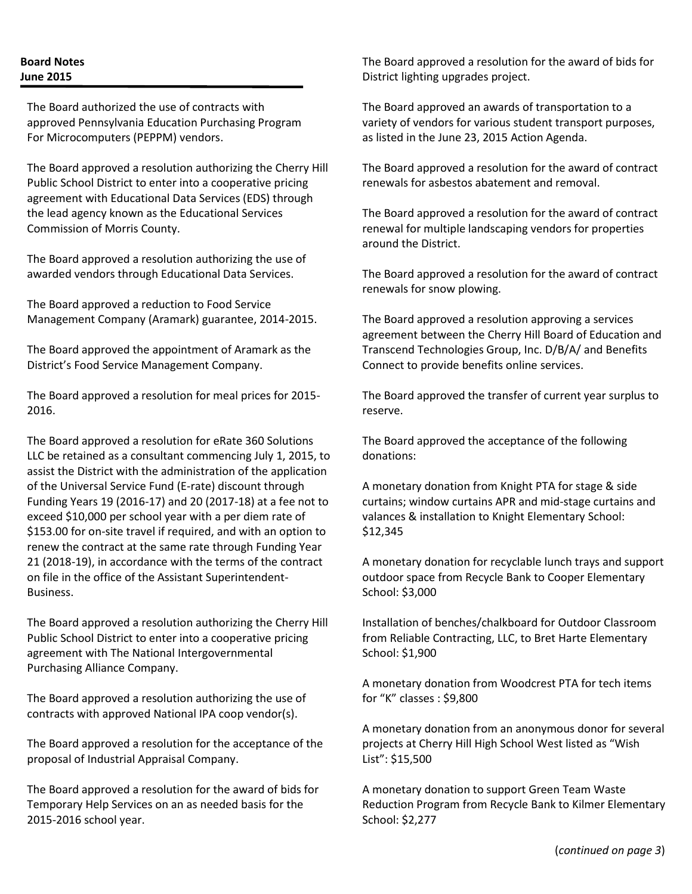**Board Notes**
**June 2015**

The Board authorized the use of contracts with approved Pennsylvania Education Purchasing Program For Microcomputers (PEPPM) vendors.

The Board approved a resolution authorizing the Cherry Hill Public School District to enter into a cooperative pricing agreement with Educational Data Services (EDS) through the lead agency known as the Educational Services Commission of Morris County.

The Board approved a resolution authorizing the use of awarded vendors through Educational Data Services.

The Board approved a reduction to Food Service Management Company (Aramark) guarantee, 2014-2015.

The Board approved the appointment of Aramark as the District's Food Service Management Company.

The Board approved a resolution for meal prices for 2015-2016.

The Board approved a resolution for eRate 360 Solutions LLC be retained as a consultant commencing July 1, 2015, to assist the District with the administration of the application of the Universal Service Fund (E-rate) discount through Funding Years 19 (2016-17) and 20 (2017-18) at a fee not to exceed $10,000 per school year with a per diem rate of $153.00 for on-site travel if required, and with an option to renew the contract at the same rate through Funding Year 21 (2018-19), in accordance with the terms of the contract on file in the office of the Assistant Superintendent-Business.

The Board approved a resolution authorizing the Cherry Hill Public School District to enter into a cooperative pricing agreement with The National Intergovernmental Purchasing Alliance Company.

The Board approved a resolution authorizing the use of contracts with approved National IPA coop vendor(s).

The Board approved a resolution for the acceptance of the proposal of Industrial Appraisal Company.

The Board approved a resolution for the award of bids for Temporary Help Services on an as needed basis for the 2015-2016 school year.

The Board approved a resolution for the award of bids for District lighting upgrades project.

The Board approved an awards of transportation to a variety of vendors for various student transport purposes, as listed in the June 23, 2015 Action Agenda.

The Board approved a resolution for the award of contract renewals for asbestos abatement and removal.

The Board approved a resolution for the award of contract renewal for multiple landscaping vendors for properties around the District.

The Board approved a resolution for the award of contract renewals for snow plowing.

The Board approved a resolution approving a services agreement between the Cherry Hill Board of Education and Transcend Technologies Group, Inc. D/B/A/ and Benefits Connect to provide benefits online services.

The Board approved the transfer of current year surplus to reserve.

The Board approved the acceptance of the following donations:

A monetary donation from Knight PTA for stage & side curtains; window curtains APR and mid-stage curtains and valances & installation to Knight Elementary School: $12,345

A monetary donation for recyclable lunch trays and support outdoor space from Recycle Bank to Cooper Elementary School: $3,000

Installation of benches/chalkboard for Outdoor Classroom from Reliable Contracting, LLC, to Bret Harte Elementary School: $1,900

A monetary donation from Woodcrest PTA for tech items for "K" classes : $9,800

A monetary donation from an anonymous donor for several projects at Cherry Hill High School West listed as "Wish List": $15,500

A monetary donation to support Green Team Waste Reduction Program from Recycle Bank to Kilmer Elementary School: $2,277

(*continued on page 3*)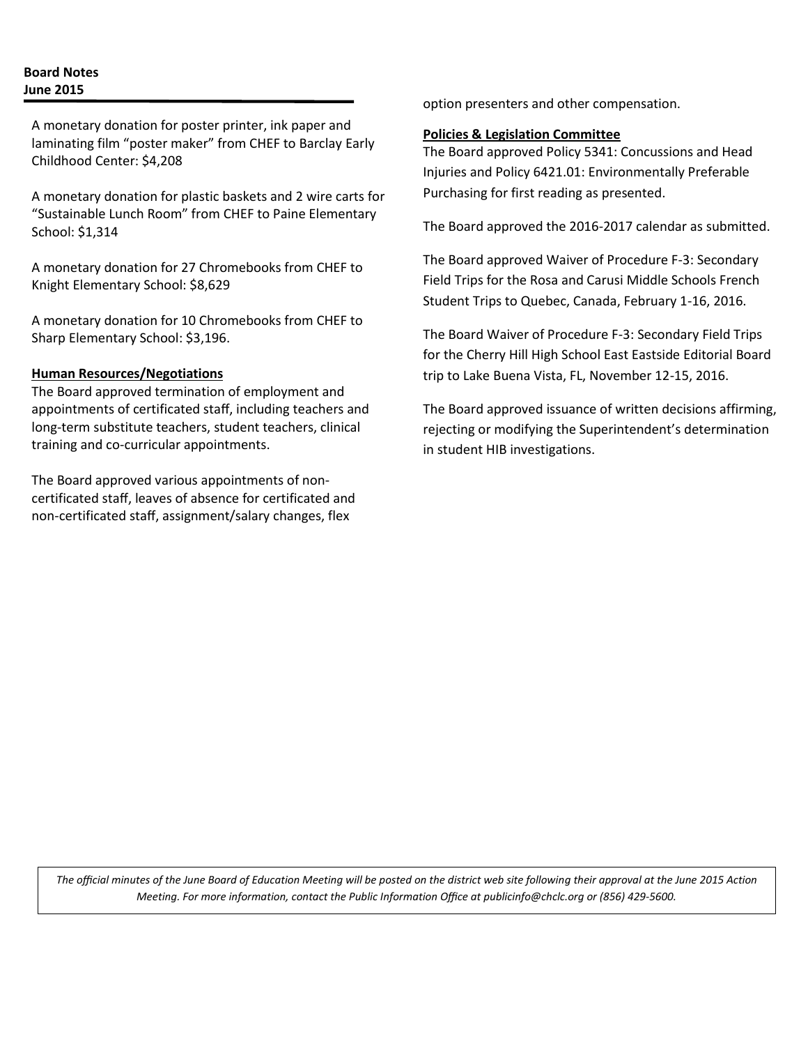A monetary donation for poster printer, ink paper and laminating film "poster maker" from CHEF to Barclay Early Childhood Center: $4,208

A monetary donation for plastic baskets and 2 wire carts for "Sustainable Lunch Room" from CHEF to Paine Elementary School: $1,314

A monetary donation for 27 Chromebooks from CHEF to Knight Elementary School: $8,629

A monetary donation for 10 Chromebooks from CHEF to Sharp Elementary School: $3,196.

**Human Resources/Negotiations**

The Board approved termination of employment and appointments of certificated staff, including teachers and long-term substitute teachers, student teachers, clinical training and co-curricular appointments.

The Board approved various appointments of non-certificated staff, leaves of absence for certificated and non-certificated staff, assignment/salary changes, flex option presenters and other compensation.

**Policies & Legislation Committee**

The Board approved Policy 5341: Concussions and Head Injuries and Policy 6421.01: Environmentally Preferable Purchasing for first reading as presented.

The Board approved the 2016-2017 calendar as submitted.

The Board approved Waiver of Procedure F-3: Secondary Field Trips for the Rosa and Carusi Middle Schools French Student Trips to Quebec, Canada, February 1-16, 2016.

The Board Waiver of Procedure F-3: Secondary Field Trips for the Cherry Hill High School East Eastside Editorial Board trip to Lake Buena Vista, FL, November 12-15, 2016.

The Board approved issuance of written decisions affirming, rejecting or modifying the Superintendent's determination in student HIB investigations.

*The official minutes of the June Board of Education Meeting will be posted on the district web site following their approval at the June 2015 Action Meeting. For more information, contact the Public Information Office at publicinfo@chclc.org or (856) 429-5600.*